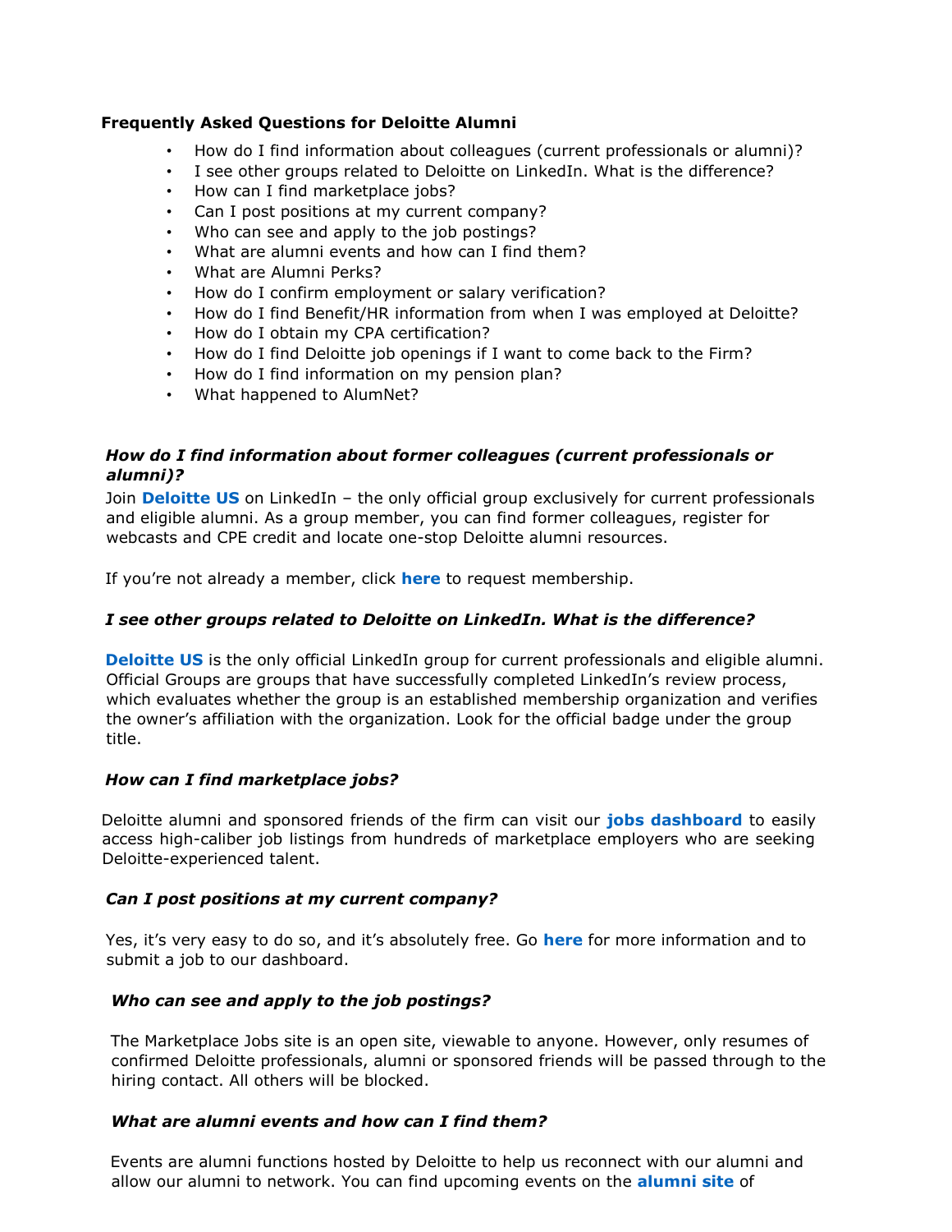**Frequently Asked Questions for Deloitte Alumni**

- How do I find information about colleagues (current professionals or alumni)?
- I see other groups related to Deloitte on LinkedIn. What is the difference?
- How can I find marketplace jobs?
- Can I post positions at my current company?
- Who can see and apply to the job postings?
- What are alumni events and how can I find them?
- What are Alumni Perks?
- How do I confirm employment or salary verification?
- How do I find Benefit/HR information from when I was employed at Deloitte?
- How do I obtain my CPA certification?
- How do I find Deloitte job openings if I want to come back to the Firm?
- How do I find information on my pension plan?
- What happened to AlumNet?

***How do I find information about former colleagues (current professionals or alumni)?***

Join **Deloitte US** on LinkedIn – the only official group exclusively for current professionals and eligible alumni. As a group member, you can find former colleagues, register for webcasts and CPE credit and locate one-stop Deloitte alumni resources.

If you're not already a member, click **here** to request membership.

***I see other groups related to Deloitte on LinkedIn. What is the difference?***

**Deloitte US** is the only official LinkedIn group for current professionals and eligible alumni. Official Groups are groups that have successfully completed LinkedIn's review process, which evaluates whether the group is an established membership organization and verifies the owner's affiliation with the organization. Look for the official badge under the group title.

***How can I find marketplace jobs?***

Deloitte alumni and sponsored friends of the firm can visit our **jobs dashboard** to easily access high-caliber job listings from hundreds of marketplace employers who are seeking Deloitte-experienced talent.

***Can I post positions at my current company?***

Yes, it's very easy to do so, and it's absolutely free. Go **here** for more information and to submit a job to our dashboard.

***Who can see and apply to the job postings?***

The Marketplace Jobs site is an open site, viewable to anyone. However, only resumes of confirmed Deloitte professionals, alumni or sponsored friends will be passed through to the hiring contact. All others will be blocked.

***What are alumni events and how can I find them?***

Events are alumni functions hosted by Deloitte to help us reconnect with our alumni and allow our alumni to network. You can find upcoming events on the **alumni site** of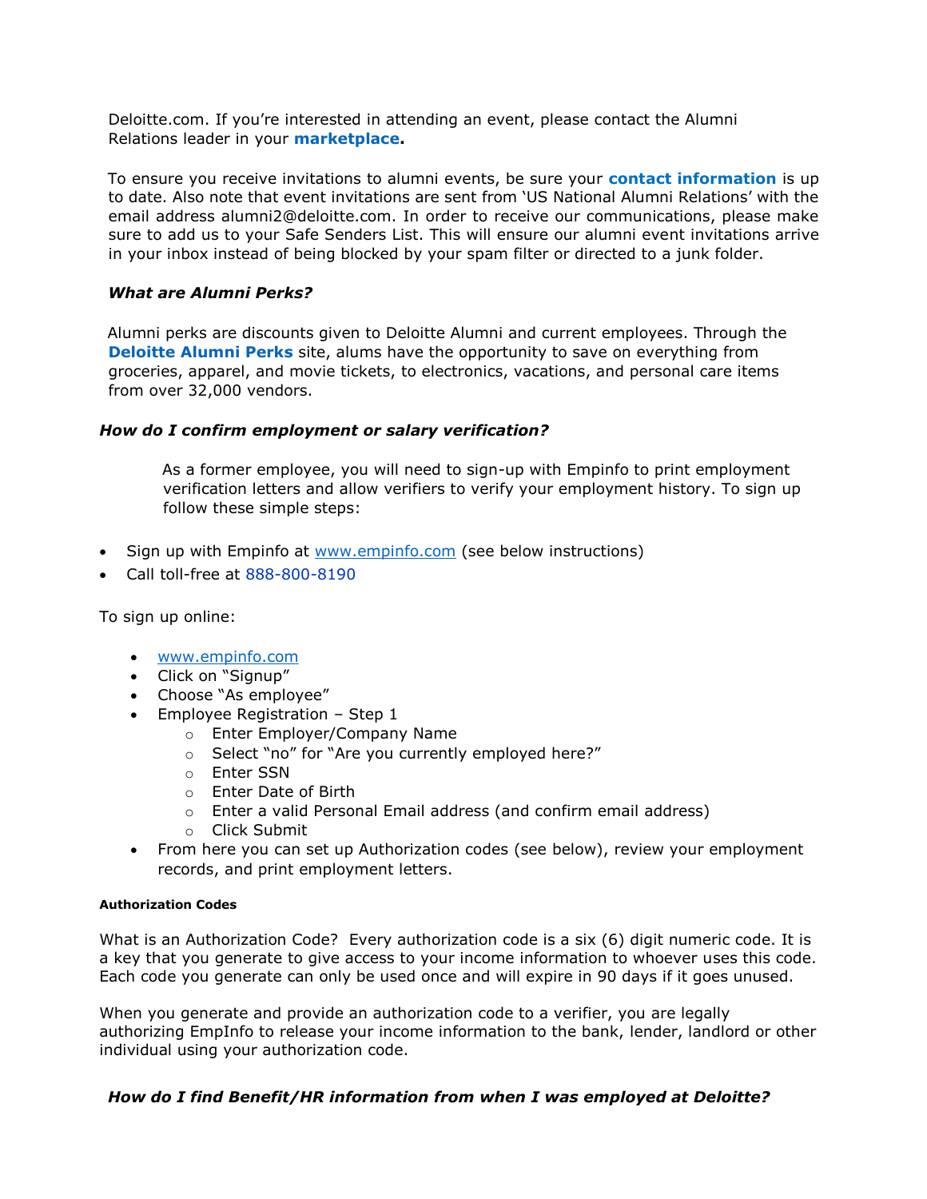Deloitte.com. If you're interested in attending an event, please contact the Alumni Relations leader in your **marketplace.**

To ensure you receive invitations to alumni events, be sure your **contact information** is up to date. Also note that event invitations are sent from 'US National Alumni Relations' with the email address alumni2@deloitte.com. In order to receive our communications, please make sure to add us to your Safe Senders List. This will ensure our alumni event invitations arrive in your inbox instead of being blocked by your spam filter or directed to a junk folder.

***What are Alumni Perks?***

Alumni perks are discounts given to Deloitte Alumni and current employees. Through the **Deloitte Alumni Perks** site, alums have the opportunity to save on everything from groceries, apparel, and movie tickets, to electronics, vacations, and personal care items from over 32,000 vendors.

***How do I confirm employment or salary verification?***

As a former employee, you will need to sign-up with Empinfo to print employment verification letters and allow verifiers to verify your employment history. To sign up follow these simple steps:

- Sign up with Empinfo at www.empinfo.com (see below instructions)
- Call toll-free at 888-800-8190

To sign up online:

- www.empinfo.com
- Click on "Signup"
- Choose "As employee"
- Employee Registration – Step 1
  - Enter Employer/Company Name
  - Select "no" for "Are you currently employed here?"
  - Enter SSN
  - Enter Date of Birth
  - Enter a valid Personal Email address (and confirm email address)
  - Click Submit
- From here you can set up Authorization codes (see below), review your employment records, and print employment letters.

**Authorization Codes**

What is an Authorization Code? Every authorization code is a six (6) digit numeric code. It is a key that you generate to give access to your income information to whoever uses this code. Each code you generate can only be used once and will expire in 90 days if it goes unused.

When you generate and provide an authorization code to a verifier, you are legally authorizing EmpInfo to release your income information to the bank, lender, landlord or other individual using your authorization code.

***How do I find Benefit/HR information from when I was employed at Deloitte?***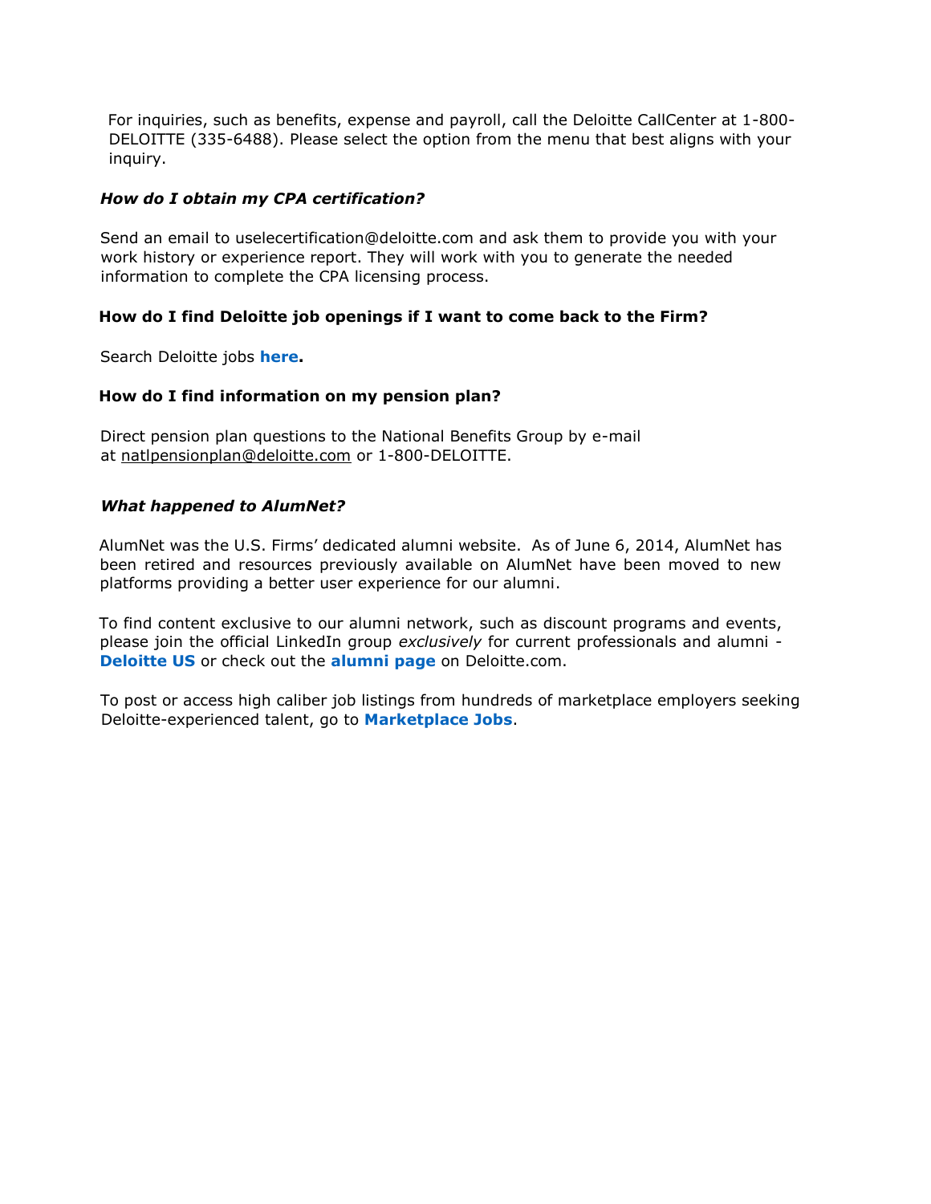For inquiries, such as benefits, expense and payroll, call the Deloitte CallCenter at 1-800-DELOITTE (335-6488). Please select the option from the menu that best aligns with your inquiry.

***How do I obtain my CPA certification?***

Send an email to uselecertification@deloitte.com and ask them to provide you with your work history or experience report. They will work with you to generate the needed information to complete the CPA licensing process.

**How do I find Deloitte job openings if I want to come back to the Firm?**

Search Deloitte jobs **here.**

**How do I find information on my pension plan?**

Direct pension plan questions to the National Benefits Group by e-mail at natlpensionplan@deloitte.com or 1-800-DELOITTE.

***What happened to AlumNet?***

AlumNet was the U.S. Firms' dedicated alumni website. As of June 6, 2014, AlumNet has been retired and resources previously available on AlumNet have been moved to new platforms providing a better user experience for our alumni.

To find content exclusive to our alumni network, such as discount programs and events, please join the official LinkedIn group *exclusively* for current professionals and alumni - **Deloitte US** or check out the **alumni page** on Deloitte.com.

To post or access high caliber job listings from hundreds of marketplace employers seeking Deloitte-experienced talent, go to **Marketplace Jobs**.